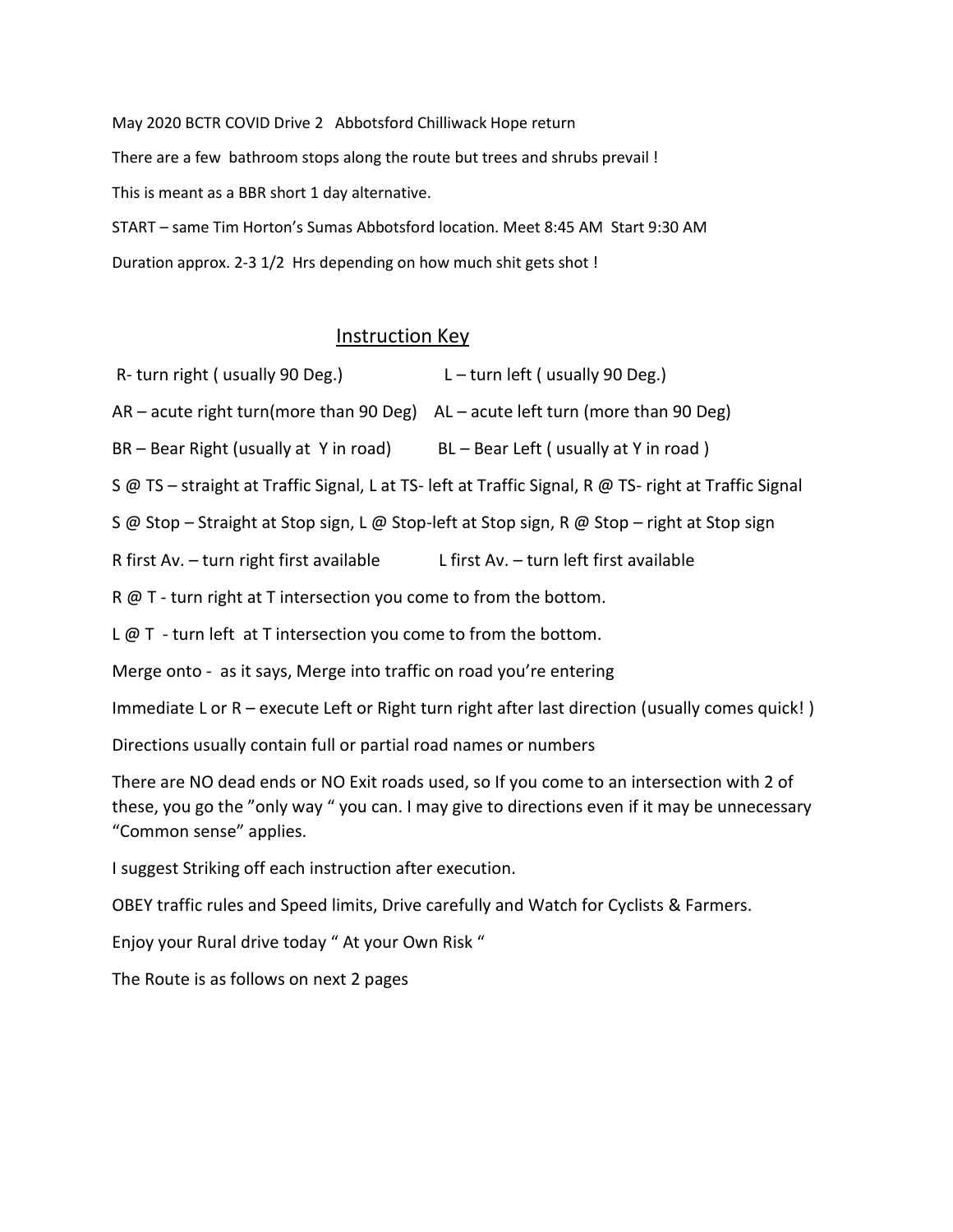May 2020 BCTR COVID Drive 2 Abbotsford Chilliwack Hope return

There are a few bathroom stops along the route but trees and shrubs prevail !

This is meant as a BBR short 1 day alternative.

START – same Tim Horton's Sumas Abbotsford location. Meet 8:45 AM Start 9:30 AM

Duration approx. 2-3 1/2 Hrs depending on how much shit gets shot !

## Instruction Key

R- turn right ( usually 90 Deg.) L – turn left ( usually 90 Deg.)

AR – acute right turn(more than 90 Deg) AL – acute left turn (more than 90 Deg)

BR – Bear Right (usually at Y in road) BL – Bear Left ( usually at Y in road )

S @ TS – straight at Traffic Signal, L at TS- left at Traffic Signal, R @ TS- right at Traffic Signal

S @ Stop – Straight at Stop sign, L @ Stop-left at Stop sign, R @ Stop – right at Stop sign

R first Av. – turn right first available L first Av. – turn left first available

R @ T - turn right at T intersection you come to from the bottom.

L @ T - turn left at T intersection you come to from the bottom.

Merge onto - as it says, Merge into traffic on road you're entering

Immediate L or R – execute Left or Right turn right after last direction (usually comes quick! )

Directions usually contain full or partial road names or numbers

There are NO dead ends or NO Exit roads used, so If you come to an intersection with 2 of these, you go the "only way " you can. I may give to directions even if it may be unnecessary "Common sense" applies.

I suggest Striking off each instruction after execution.

OBEY traffic rules and Speed limits, Drive carefully and Watch for Cyclists & Farmers.

Enjoy your Rural drive today " At your Own Risk "

The Route is as follows on next 2 pages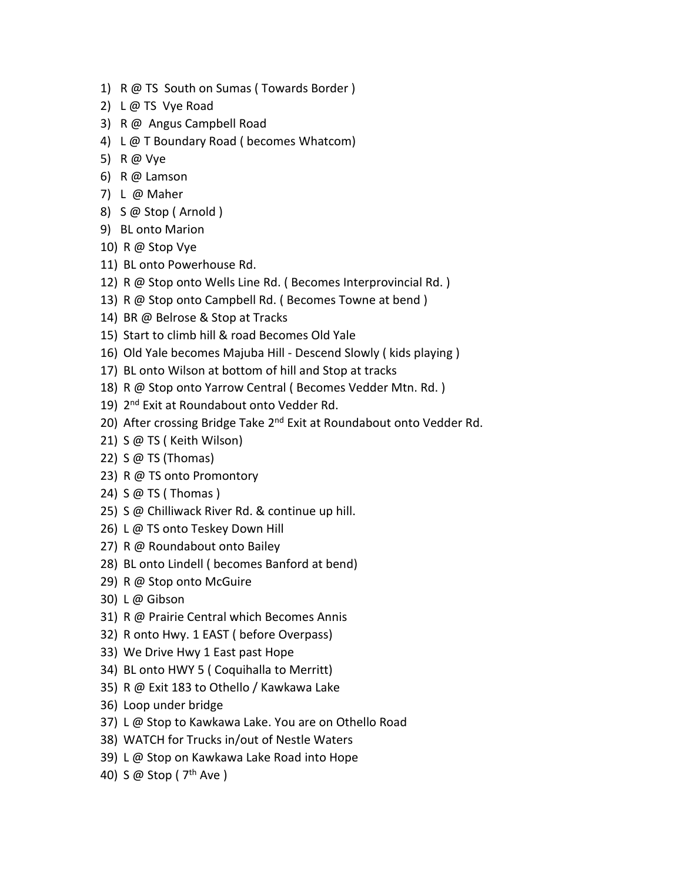1) R @ TS  South on Sumas ( Towards Border )
2) L @ TS  Vye Road
3) R @  Angus Campbell Road
4) L @ T Boundary Road ( becomes Whatcom)
5) R @ Vye
6) R @ Lamson
7) L  @ Maher
8) S @ Stop ( Arnold )
9) BL onto Marion
10) R @ Stop Vye
11) BL onto Powerhouse Rd.
12) R @ Stop onto Wells Line Rd. ( Becomes Interprovincial Rd. )
13) R @ Stop onto Campbell Rd. ( Becomes Towne at bend )
14) BR @ Belrose & Stop at Tracks
15) Start to climb hill & road Becomes Old Yale
16) Old Yale becomes Majuba Hill - Descend Slowly ( kids playing )
17) BL onto Wilson at bottom of hill and Stop at tracks
18) R @ Stop onto Yarrow Central ( Becomes Vedder Mtn. Rd. )
19) 2nd Exit at Roundabout onto Vedder Rd.
20) After crossing Bridge Take 2nd Exit at Roundabout onto Vedder Rd.
21) S @ TS ( Keith Wilson)
22) S @ TS (Thomas)
23) R @ TS onto Promontory
24) S @ TS ( Thomas )
25) S @ Chilliwack River Rd. & continue up hill.
26) L @ TS onto Teskey Down Hill
27) R @ Roundabout onto Bailey
28) BL onto Lindell ( becomes Banford at bend)
29) R @ Stop onto McGuire
30) L @ Gibson
31) R @ Prairie Central which Becomes Annis
32) R onto Hwy. 1 EAST ( before Overpass)
33) We Drive Hwy 1 East past Hope
34) BL onto HWY 5 ( Coquihalla to Merritt)
35) R @ Exit 183 to Othello / Kawkawa Lake
36) Loop under bridge
37) L @ Stop to Kawkawa Lake. You are on Othello Road
38) WATCH for Trucks in/out of Nestle Waters
39) L @ Stop on Kawkawa Lake Road into Hope
40) S @ Stop ( 7th Ave )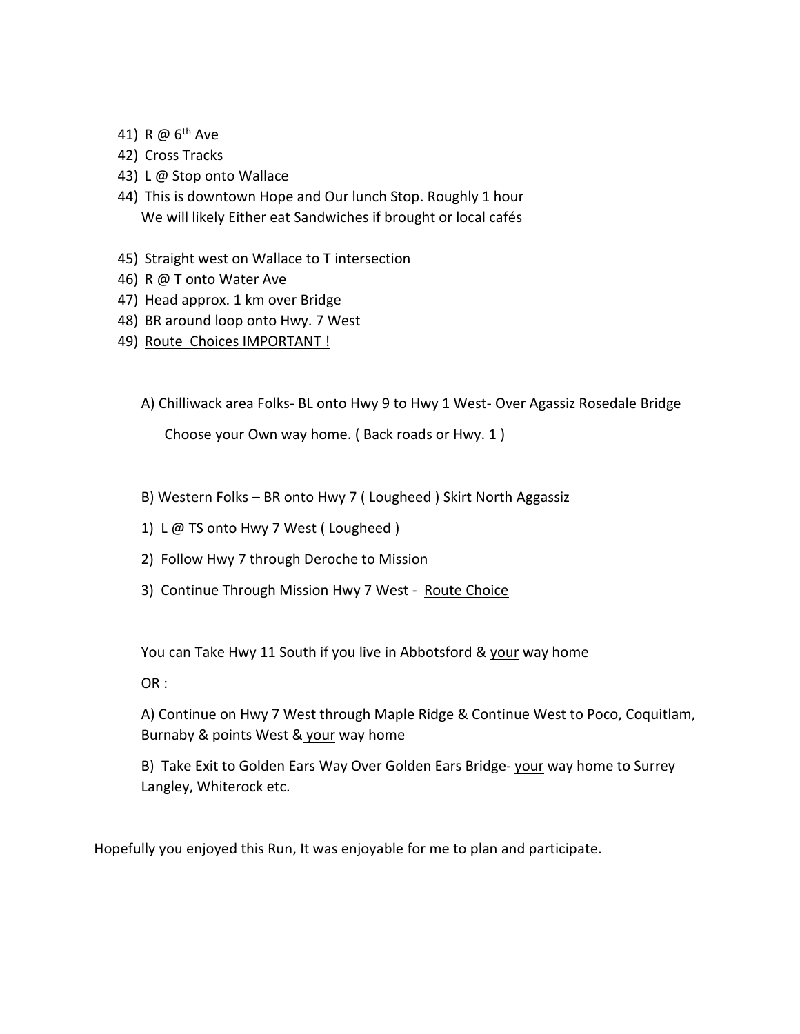41) R @ $6^{th}$ Ave
42) Cross Tracks
43) L @ Stop onto Wallace
44) This is downtown Hope and Our lunch Stop. Roughly 1 hour
    We will likely Either eat Sandwiches if brought or local cafés

45) Straight west on Wallace to T intersection
46) R @ T onto Water Ave
47) Head approx. 1 km over Bridge
48) BR around loop onto Hwy. 7 West
49) <u>Route Choices IMPORTANT !</u>

A) Chilliwack area Folks- BL onto Hwy 9 to Hwy 1 West- Over Agassiz Rosedale Bridge

Choose your Own way home. ( Back roads or Hwy. 1 )

B) Western Folks – BR onto Hwy 7 ( Lougheed ) Skirt North Aggassiz

1) L @ TS onto Hwy 7 West ( Lougheed )

2) Follow Hwy 7 through Deroche to Mission

3) Continue Through Mission Hwy 7 West - <u>Route Choice</u>

You can Take Hwy 11 South if you live in Abbotsford & <u>your</u> way home

OR :

A) Continue on Hwy 7 West through Maple Ridge & Continue West to Poco, Coquitlam, Burnaby & points West & <u>your</u> way home

B) Take Exit to Golden Ears Way Over Golden Ears Bridge- <u>your</u> way home to Surrey Langley, Whiterock etc.

Hopefully you enjoyed this Run, It was enjoyable for me to plan and participate.